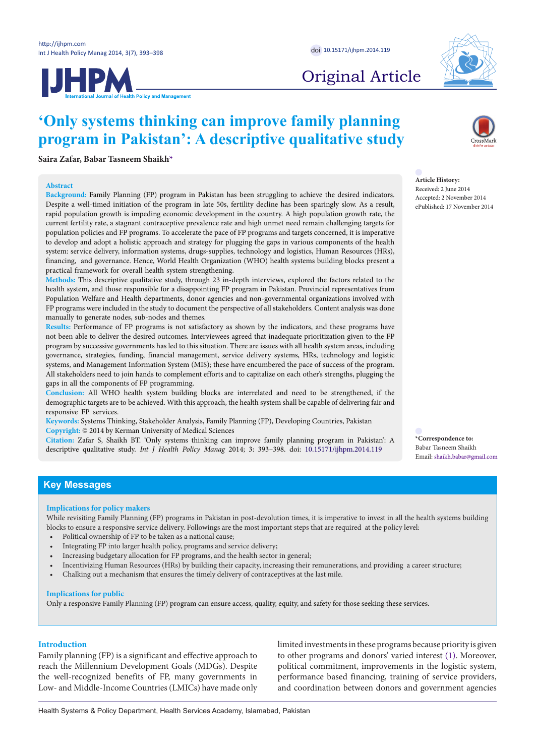# ‘Only systems thinking can improve family planning program in Pakistan’: A descriptive qualitative study

**Saira Zafar, Babar Tasneem Shaikh***

**Article History:**
Received: 2 June 2014
Accepted: 2 November 2014
ePublished: 17 November 2014

## Abstract

**Background:** Family Planning (FP) program in Pakistan has been struggling to achieve the desired indicators. Despite a well-timed initiation of the program in late 50s, fertility decline has been sparingly slow. As a result, rapid population growth is impeding economic development in the country. A high population growth rate, the current fertility rate, a stagnant contraceptive prevalence rate and high unmet need remain challenging targets for population policies and FP programs. To accelerate the pace of FP programs and targets concerned, it is imperative to develop and adopt a holistic approach and strategy for plugging the gaps in various components of the health system: service delivery, information systems, drugs-supplies, technology and logistics, Human Resources (HRs), financing, and governance. Hence, World Health Organization (WHO) health systems building blocks present a practical framework for overall health system strengthening.

**Methods:** This descriptive qualitative study, through 23 in-depth interviews, explored the factors related to the health system, and those responsible for a disappointing FP program in Pakistan. Provincial representatives from Population Welfare and Health departments, donor agencies and non-governmental organizations involved with FP programs were included in the study to document the perspective of all stakeholders. Content analysis was done manually to generate nodes, sub-nodes and themes.

**Results:** Performance of FP programs is not satisfactory as shown by the indicators, and these programs have not been able to deliver the desired outcomes. Interviewees agreed that inadequate prioritization given to the FP program by successive governments has led to this situation. There are issues with all health system areas, including governance, strategies, funding, financial management, service delivery systems, HRs, technology and logistic systems, and Management Information System (MIS); these have encumbered the pace of success of the program. All stakeholders need to join hands to complement efforts and to capitalize on each other’s strengths, plugging the gaps in all the components of FP programming.

**Conclusion:** All WHO health system building blocks are interrelated and need to be strengthened, if the demographic targets are to be achieved. With this approach, the health system shall be capable of delivering fair and responsive FP services.

**Keywords:** Systems Thinking, Stakeholder Analysis, Family Planning (FP), Developing Countries, Pakistan

**Copyright:** © 2014 by Kerman University of Medical Sciences

**Citation:** Zafar S, Shaikh BT. ‘Only systems thinking can improve family planning program in Pakistan’: A descriptive qualitative study. *Int J Health Policy Manag* 2014; 3: 393–398. doi: 10.15171/ijhpm.2014.119

***Correspondence to:**
Babar Tasneem Shaikh
Email: shaikh.babar@gmail.com

## Key Messages

### Implications for policy makers

While revisiting Family Planning (FP) programs in Pakistan in post-devolution times, it is imperative to invest in all the health systems building blocks to ensure a responsive service delivery. Followings are the most important steps that are required at the policy level:

- Political ownership of FP to be taken as a national cause;
- Integrating FP into larger health policy, programs and service delivery;
- Increasing budgetary allocation for FP programs, and the health sector in general;
- Incentivizing Human Resources (HRs) by building their capacity, increasing their remunerations, and providing a career structure;
- Chalking out a mechanism that ensures the timely delivery of contraceptives at the last mile.

### Implications for public

Only a responsive Family Planning (FP) program can ensure access, quality, equity, and safety for those seeking these services.

## Introduction

Family planning (FP) is a significant and effective approach to reach the Millennium Development Goals (MDGs). Despite the well-recognized benefits of FP, many governments in Low- and Middle-Income Countries (LMICs) have made only limited investments in these programs because priority is given to other programs and donors’ varied interest (1). Moreover, political commitment, improvements in the logistic system, performance based financing, training of service providers, and coordination between donors and government agencies

Health Systems & Policy Department, Health Services Academy, Islamabad, Pakistan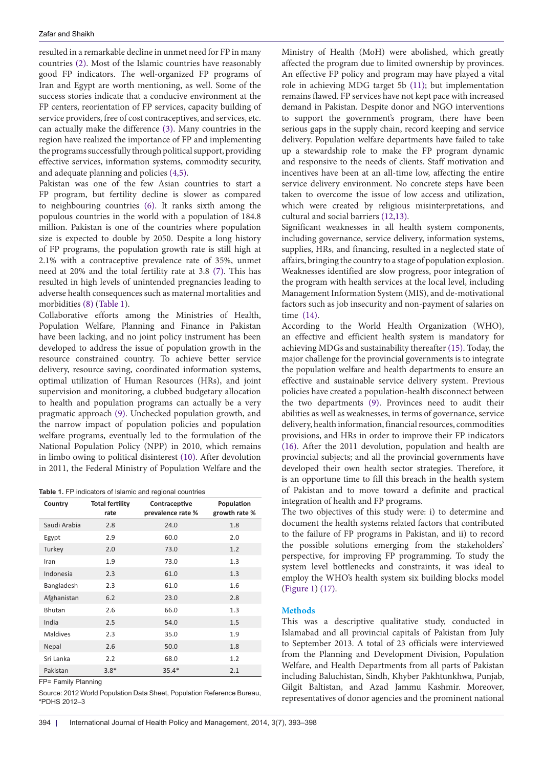resulted in a remarkable decline in unmet need for FP in many countries (2). Most of the Islamic countries have reasonably good FP indicators. The well-organized FP programs of Iran and Egypt are worth mentioning, as well. Some of the success stories indicate that a conducive environment at the FP centers, reorientation of FP services, capacity building of service providers, free of cost contraceptives, and services, etc. can actually make the difference (3). Many countries in the region have realized the importance of FP and implementing the programs successfully through political support, providing effective services, information systems, commodity security, and adequate planning and policies (4,5).

Pakistan was one of the few Asian countries to start a FP program, but fertility decline is slower as compared to neighbouring countries (6). It ranks sixth among the populous countries in the world with a population of 184.8 million. Pakistan is one of the countries where population size is expected to double by 2050. Despite a long history of FP programs, the population growth rate is still high at 2.1% with a contraceptive prevalence rate of 35%, unmet need at 20% and the total fertility rate at 3.8 (7). This has resulted in high levels of unintended pregnancies leading to adverse health consequences such as maternal mortalities and morbidities (8) (Table 1).

Collaborative efforts among the Ministries of Health, Population Welfare, Planning and Finance in Pakistan have been lacking, and no joint policy instrument has been developed to address the issue of population growth in the resource constrained country. To achieve better service delivery, resource saving, coordinated information systems, optimal utilization of Human Resources (HRs), and joint supervision and monitoring, a clubbed budgetary allocation to health and population programs can actually be a very pragmatic approach (9). Unchecked population growth, and the narrow impact of population policies and population welfare programs, eventually led to the formulation of the National Population Policy (NPP) in 2010, which remains in limbo owing to political disinterest (10). After devolution in 2011, the Federal Ministry of Population Welfare and the Ministry of Health (MoH) were abolished, which greatly affected the program due to limited ownership by provinces. An effective FP policy and program may have played a vital role in achieving MDG target 5b (11); but implementation remains flawed. FP services have not kept pace with increased demand in Pakistan. Despite donor and NGO interventions to support the government's program, there have been serious gaps in the supply chain, record keeping and service delivery. Population welfare departments have failed to take up a stewardship role to make the FP program dynamic and responsive to the needs of clients. Staff motivation and incentives have been at an all-time low, affecting the entire service delivery environment. No concrete steps have been taken to overcome the issue of low access and utilization, which were created by religious misinterpretations, and cultural and social barriers (12,13).

**Table 1.** FP indicators of Islamic and regional countries

| Country | Total fertility rate | Contraceptive prevalence rate % | Population growth rate % |
|---|---|---|---|
| Saudi Arabia | 2.8 | 24.0 | 1.8 |
| Egypt | 2.9 | 60.0 | 2.0 |
| Turkey | 2.0 | 73.0 | 1.2 |
| Iran | 1.9 | 73.0 | 1.3 |
| Indonesia | 2.3 | 61.0 | 1.3 |
| Bangladesh | 2.3 | 61.0 | 1.6 |
| Afghanistan | 6.2 | 23.0 | 2.8 |
| Bhutan | 2.6 | 66.0 | 1.3 |
| India | 2.5 | 54.0 | 1.5 |
| Maldives | 2.3 | 35.0 | 1.9 |
| Nepal | 2.6 | 50.0 | 1.8 |
| Sri Lanka | 2.2 | 68.0 | 1.2 |
| Pakistan | 3.8* | 35.4* | 2.1 |

FP= Family Planning

Source: 2012 World Population Data Sheet, Population Reference Bureau, *PDHS 2012–3

Significant weaknesses in all health system components, including governance, service delivery, information systems, supplies, HRs, and financing, resulted in a neglected state of affairs, bringing the country to a stage of population explosion. Weaknesses identified are slow progress, poor integration of the program with health services at the local level, including Management Information System (MIS), and de-motivational factors such as job insecurity and non-payment of salaries on time (14).

According to the World Health Organization (WHO), an effective and efficient health system is mandatory for achieving MDGs and sustainability thereafter (15). Today, the major challenge for the provincial governments is to integrate the population welfare and health departments to ensure an effective and sustainable service delivery system. Previous policies have created a population-health disconnect between the two departments (9). Provinces need to audit their abilities as well as weaknesses, in terms of governance, service delivery, health information, financial resources, commodities provisions, and HRs in order to improve their FP indicators (16). After the 2011 devolution, population and health are provincial subjects; and all the provincial governments have developed their own health sector strategies. Therefore, it is an opportune time to fill this breach in the health system of Pakistan and to move toward a definite and practical integration of health and FP programs.

The two objectives of this study were: i) to determine and document the health systems related factors that contributed to the failure of FP programs in Pakistan, and ii) to record the possible solutions emerging from the stakeholders' perspective, for improving FP programming. To study the system level bottlenecks and constraints, it was ideal to employ the WHO's health system six building blocks model (Figure 1) (17).

## Methods

This was a descriptive qualitative study, conducted in Islamabad and all provincial capitals of Pakistan from July to September 2013. A total of 23 officials were interviewed from the Planning and Development Division, Population Welfare, and Health Departments from all parts of Pakistan including Baluchistan, Sindh, Khyber Pakhtunkhwa, Punjab, Gilgit Baltistan, and Azad Jammu Kashmir. Moreover, representatives of donor agencies and the prominent national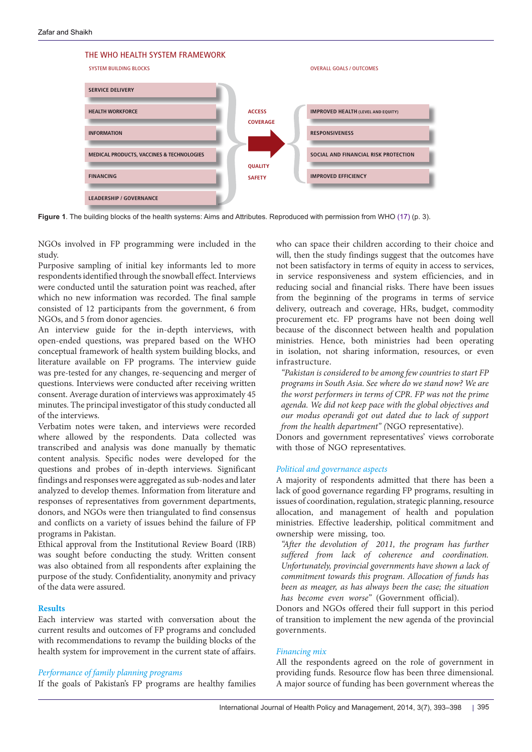THE WHO HEALTH SYSTEM FRAMEWORK

SYSTEM BUILDING BLOCKS

- SERVICE DELIVERY
- HEALTH WORKFORCE
- INFORMATION
- MEDICAL PRODUCTS, VACCINES & TECHNOLOGIES
- FINANCING
- LEADERSHIP / GOVERNANCE

ACCESS
COVERAGE

QUALITY
SAFETY

OVERALL GOALS / OUTCOMES

- IMPROVED HEALTH (LEVEL AND EQUITY)
- RESPONSIVENESS
- SOCIAL AND FINANCIAL RISK PROTECTION
- IMPROVED EFFICIENCY

**Figure 1**. The building blocks of the health systems: Aims and Attributes. Reproduced with permission from WHO (17) (p. 3).

NGOs involved in FP programming were included in the study.

Purposive sampling of initial key informants led to more respondents identified through the snowball effect. Interviews were conducted until the saturation point was reached, after which no new information was recorded. The final sample consisted of 12 participants from the government, 6 from NGOs, and 5 from donor agencies.

An interview guide for the in-depth interviews, with open-ended questions, was prepared based on the WHO conceptual framework of health system building blocks, and literature available on FP programs. The interview guide was pre-tested for any changes, re-sequencing and merger of questions. Interviews were conducted after receiving written consent. Average duration of interviews was approximately 45 minutes. The principal investigator of this study conducted all of the interviews.

Verbatim notes were taken, and interviews were recorded where allowed by the respondents. Data collected was transcribed and analysis was done manually by thematic content analysis. Specific nodes were developed for the questions and probes of in-depth interviews. Significant findings and responses were aggregated as sub-nodes and later analyzed to develop themes. Information from literature and responses of representatives from government departments, donors, and NGOs were then triangulated to find consensus and conflicts on a variety of issues behind the failure of FP programs in Pakistan.

Ethical approval from the Institutional Review Board (IRB) was sought before conducting the study. Written consent was also obtained from all respondents after explaining the purpose of the study. Confidentiality, anonymity and privacy of the data were assured.

## Results

Each interview was started with conversation about the current results and outcomes of FP programs and concluded with recommendations to revamp the building blocks of the health system for improvement in the current state of affairs.

### *Performance of family planning programs*

If the goals of Pakistan's FP programs are healthy families who can space their children according to their choice and will, then the study findings suggest that the outcomes have not been satisfactory in terms of equity in access to services, in service responsiveness and system efficiencies, and in reducing social and financial risks. There have been issues from the beginning of the programs in terms of service delivery, outreach and coverage, HRs, budget, commodity procurement etc. FP programs have not been doing well because of the disconnect between health and population ministries. Hence, both ministries had been operating in isolation, not sharing information, resources, or even infrastructure.

> *"Pakistan is considered to be among few countries to start FP programs in South Asia. See where do we stand now? We are the worst performers in terms of CPR. FP was not the prime agenda. We did not keep pace with the global objectives and our modus operandi got out dated due to lack of support from the health department"* (NGO representative).

Donors and government representatives' views corroborate with those of NGO representatives.

### *Political and governance aspects*

A majority of respondents admitted that there has been a lack of good governance regarding FP programs, resulting in issues of coordination, regulation, strategic planning, resource allocation, and management of health and population ministries. Effective leadership, political commitment and ownership were missing, too.

> *"After the devolution of 2011, the program has further suffered from lack of coherence and coordination. Unfortunately, provincial governments have shown a lack of commitment towards this program. Allocation of funds has been as meager, as has always been the case; the situation has become even worse"* (Government official).

Donors and NGOs offered their full support in this period of transition to implement the new agenda of the provincial governments.

### *Financing mix*

All the respondents agreed on the role of government in providing funds. Resource flow has been three dimensional. A major source of funding has been government whereas the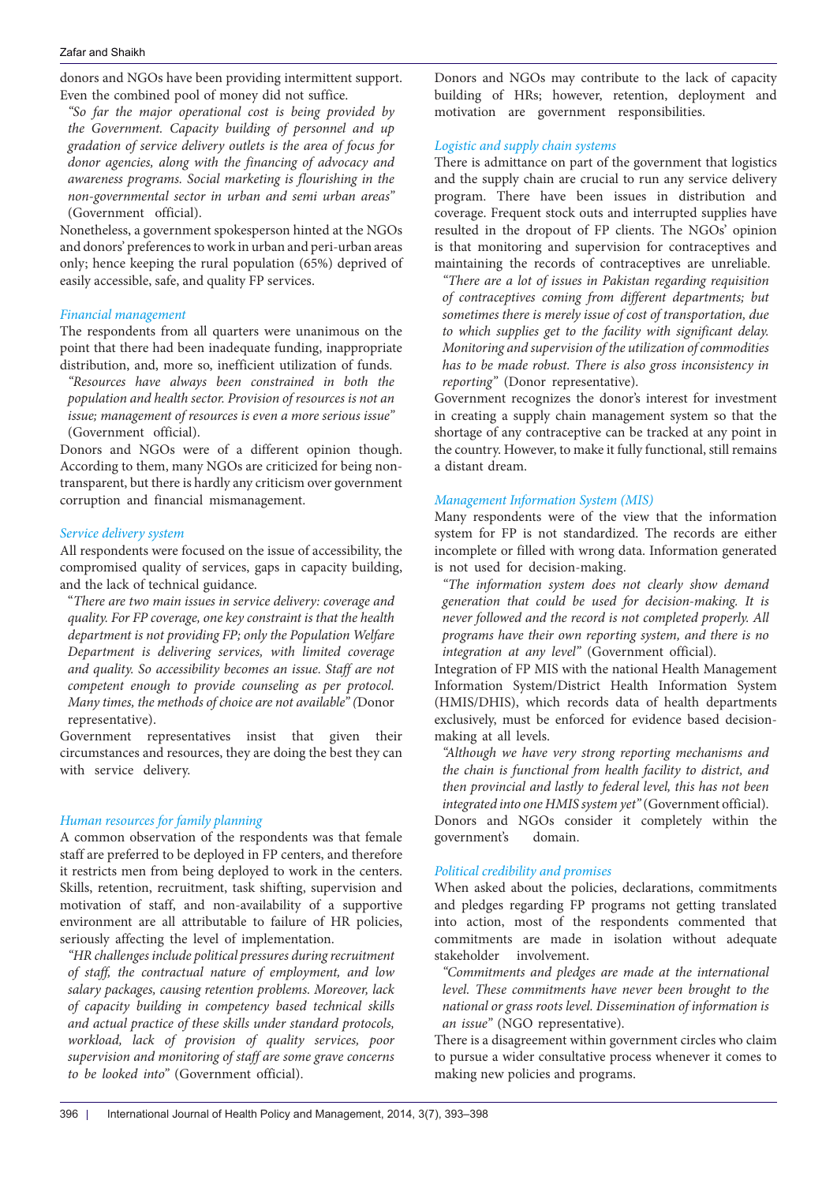donors and NGOs have been providing intermittent support. Even the combined pool of money did not suffice.

*"So far the major operational cost is being provided by the Government. Capacity building of personnel and up gradation of service delivery outlets is the area of focus for donor agencies, along with the financing of advocacy and awareness programs. Social marketing is flourishing in the non-governmental sector in urban and semi urban areas"* (Government official).

Nonetheless, a government spokesperson hinted at the NGOs and donors' preferences to work in urban and peri-urban areas only; hence keeping the rural population (65%) deprived of easily accessible, safe, and quality FP services.

*Financial management*

The respondents from all quarters were unanimous on the point that there had been inadequate funding, inappropriate distribution, and, more so, inefficient utilization of funds.

*"Resources have always been constrained in both the population and health sector. Provision of resources is not an issue; management of resources is even a more serious issue"* (Government official).

Donors and NGOs were of a different opinion though. According to them, many NGOs are criticized for being non-transparent, but there is hardly any criticism over government corruption and financial mismanagement.

*Service delivery system*

All respondents were focused on the issue of accessibility, the compromised quality of services, gaps in capacity building, and the lack of technical guidance.

"*There are two main issues in service delivery: coverage and quality. For FP coverage, one key constraint is that the health department is not providing FP; only the Population Welfare Department is delivering services, with limited coverage and quality. So accessibility becomes an issue. Staff are not competent enough to provide counseling as per protocol. Many times, the methods of choice are not available" (*Donor representative).

Government representatives insist that given their circumstances and resources, they are doing the best they can with service delivery.

*Human resources for family planning*

A common observation of the respondents was that female staff are preferred to be deployed in FP centers, and therefore it restricts men from being deployed to work in the centers. Skills, retention, recruitment, task shifting, supervision and motivation of staff, and non-availability of a supportive environment are all attributable to failure of HR policies, seriously affecting the level of implementation.

*"HR challenges include political pressures during recruitment of staff, the contractual nature of employment, and low salary packages, causing retention problems. Moreover, lack of capacity building in competency based technical skills and actual practice of these skills under standard protocols, workload, lack of provision of quality services, poor supervision and monitoring of staff are some grave concerns to be looked into"* (Government official).

Donors and NGOs may contribute to the lack of capacity building of HRs; however, retention, deployment and motivation are government responsibilities.

*Logistic and supply chain systems*

There is admittance on part of the government that logistics and the supply chain are crucial to run any service delivery program. There have been issues in distribution and coverage. Frequent stock outs and interrupted supplies have resulted in the dropout of FP clients. The NGOs' opinion is that monitoring and supervision for contraceptives and maintaining the records of contraceptives are unreliable.

*"There are a lot of issues in Pakistan regarding requisition of contraceptives coming from different departments; but sometimes there is merely issue of cost of transportation, due to which supplies get to the facility with significant delay. Monitoring and supervision of the utilization of commodities has to be made robust. There is also gross inconsistency in reporting"* (Donor representative).

Government recognizes the donor's interest for investment in creating a supply chain management system so that the shortage of any contraceptive can be tracked at any point in the country. However, to make it fully functional, still remains a distant dream.

*Management Information System (MIS)*

Many respondents were of the view that the information system for FP is not standardized. The records are either incomplete or filled with wrong data. Information generated is not used for decision-making.

*"The information system does not clearly show demand generation that could be used for decision-making. It is never followed and the record is not completed properly. All programs have their own reporting system, and there is no integration at any level"* (Government official).

Integration of FP MIS with the national Health Management Information System/District Health Information System (HMIS/DHIS), which records data of health departments exclusively, must be enforced for evidence based decision-making at all levels.

*"Although we have very strong reporting mechanisms and the chain is functional from health facility to district, and then provincial and lastly to federal level, this has not been integrated into one HMIS system yet"* (Government official).

Donors and NGOs consider it completely within the government's domain.

*Political credibility and promises*

When asked about the policies, declarations, commitments and pledges regarding FP programs not getting translated into action, most of the respondents commented that commitments are made in isolation without adequate stakeholder involvement.

*"Commitments and pledges are made at the international level. These commitments have never been brought to the national or grass roots level. Dissemination of information is an issue"* (NGO representative).

There is a disagreement within government circles who claim to pursue a wider consultative process whenever it comes to making new policies and programs.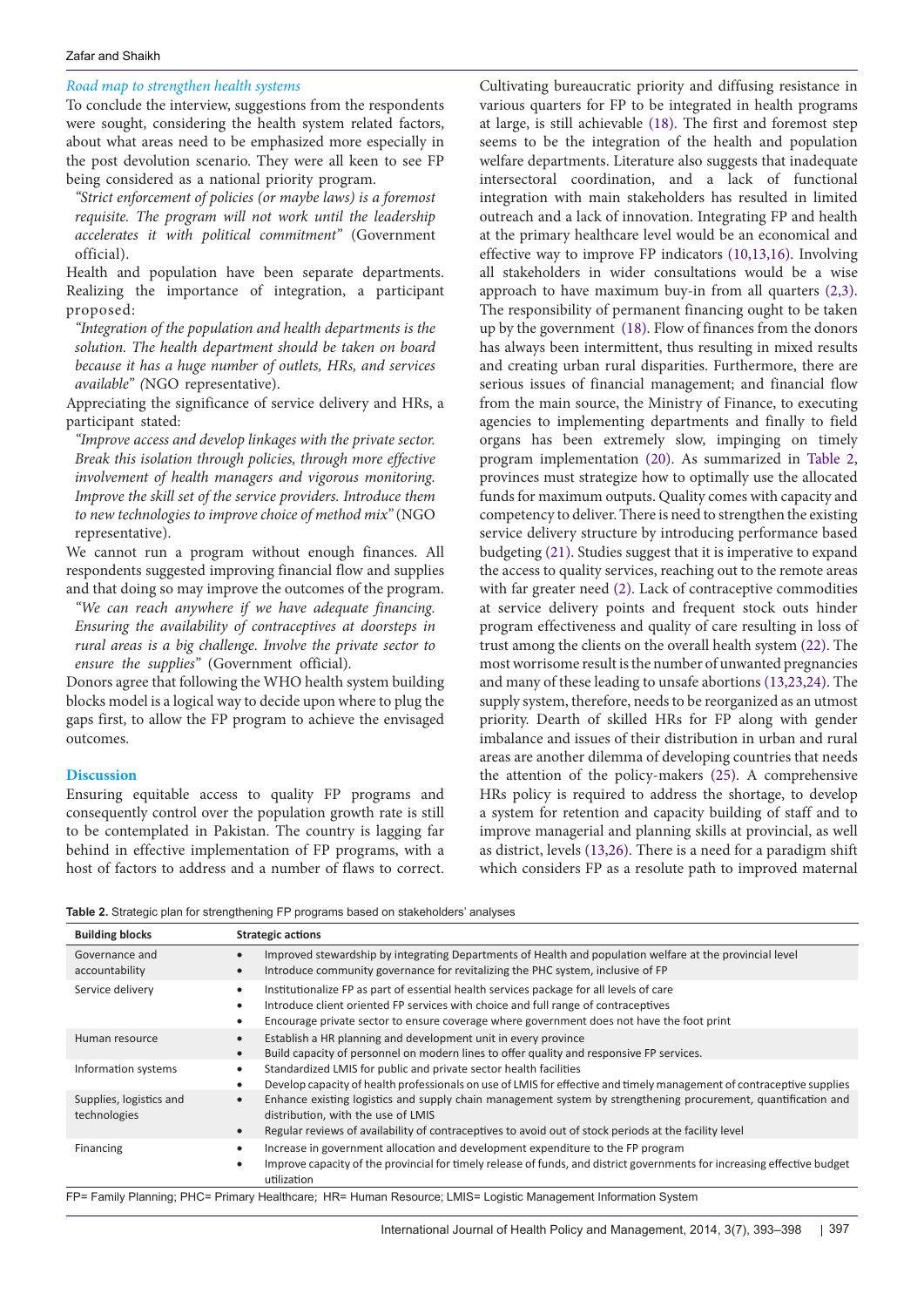### *Road map to strengthen health systems*

To conclude the interview, suggestions from the respondents were sought, considering the health system related factors, about what areas need to be emphasized more especially in the post devolution scenario. They were all keen to see FP being considered as a national priority program.

*"Strict enforcement of policies (or maybe laws) is a foremost requisite. The program will not work until the leadership accelerates it with political commitment"* (Government official).

Health and population have been separate departments. Realizing the importance of integration, a participant proposed:

*"Integration of the population and health departments is the solution. The health department should be taken on board because it has a huge number of outlets, HRs, and services available"* (NGO representative).

Appreciating the significance of service delivery and HRs, a participant stated:

*"Improve access and develop linkages with the private sector. Break this isolation through policies, through more effective involvement of health managers and vigorous monitoring. Improve the skill set of the service providers. Introduce them to new technologies to improve choice of method mix"* (NGO representative).

We cannot run a program without enough finances. All respondents suggested improving financial flow and supplies and that doing so may improve the outcomes of the program.

*"We can reach anywhere if we have adequate financing. Ensuring the availability of contraceptives at doorsteps in rural areas is a big challenge. Involve the private sector to ensure the supplies"* (Government official).

Donors agree that following the WHO health system building blocks model is a logical way to decide upon where to plug the gaps first, to allow the FP program to achieve the envisaged outcomes.

## Discussion

Ensuring equitable access to quality FP programs and consequently control over the population growth rate is still to be contemplated in Pakistan. The country is lagging far behind in effective implementation of FP programs, with a host of factors to address and a number of flaws to correct. Cultivating bureaucratic priority and diffusing resistance in various quarters for FP to be integrated in health programs at large, is still achievable (18). The first and foremost step seems to be the integration of the health and population welfare departments. Literature also suggests that inadequate intersectoral coordination, and a lack of functional integration with main stakeholders has resulted in limited outreach and a lack of innovation. Integrating FP and health at the primary healthcare level would be an economical and effective way to improve FP indicators (10,13,16). Involving all stakeholders in wider consultations would be a wise approach to have maximum buy-in from all quarters (2,3). The responsibility of permanent financing ought to be taken up by the government (18). Flow of finances from the donors has always been intermittent, thus resulting in mixed results and creating urban rural disparities. Furthermore, there are serious issues of financial management; and financial flow from the main source, the Ministry of Finance, to executing agencies to implementing departments and finally to field organs has been extremely slow, impinging on timely program implementation (20). As summarized in Table 2, provinces must strategize how to optimally use the allocated funds for maximum outputs. Quality comes with capacity and competency to deliver. There is need to strengthen the existing service delivery structure by introducing performance based budgeting (21). Studies suggest that it is imperative to expand the access to quality services, reaching out to the remote areas with far greater need (2). Lack of contraceptive commodities at service delivery points and frequent stock outs hinder program effectiveness and quality of care resulting in loss of trust among the clients on the overall health system (22). The most worrisome result is the number of unwanted pregnancies and many of these leading to unsafe abortions (13,23,24). The supply system, therefore, needs to be reorganized as an utmost priority. Dearth of skilled HRs for FP along with gender imbalance and issues of their distribution in urban and rural areas are another dilemma of developing countries that needs the attention of the policy-makers (25). A comprehensive HRs policy is required to address the shortage, to develop a system for retention and capacity building of staff and to improve managerial and planning skills at provincial, as well as district, levels (13,26). There is a need for a paradigm shift which considers FP as a resolute path to improved maternal

**Table 2.** Strategic plan for strengthening FP programs based on stakeholders' analyses

| Building blocks | Strategic actions |
|---|---|
| Governance and accountability | • Improved stewardship by integrating Departments of Health and population welfare at the provincial level<br>• Introduce community governance for revitalizing the PHC system, inclusive of FP |
| Service delivery | • Institutionalize FP as part of essential health services package for all levels of care<br>• Introduce client oriented FP services with choice and full range of contraceptives<br>• Encourage private sector to ensure coverage where government does not have the foot print |
| Human resource | • Establish a HR planning and development unit in every province<br>• Build capacity of personnel on modern lines to offer quality and responsive FP services. |
| Information systems | • Standardized LMIS for public and private sector health facilities<br>• Develop capacity of health professionals on use of LMIS for effective and timely management of contraceptive supplies |
| Supplies, logistics and technologies | • Enhance existing logistics and supply chain management system by strengthening procurement, quantification and distribution, with the use of LMIS<br>• Regular reviews of availability of contraceptives to avoid out of stock periods at the facility level |
| Financing | • Increase in government allocation and development expenditure to the FP program<br>• Improve capacity of the provincial for timely release of funds, and district governments for increasing effective budget utilization |

FP= Family Planning; PHC= Primary Healthcare; HR= Human Resource; LMIS= Logistic Management Information System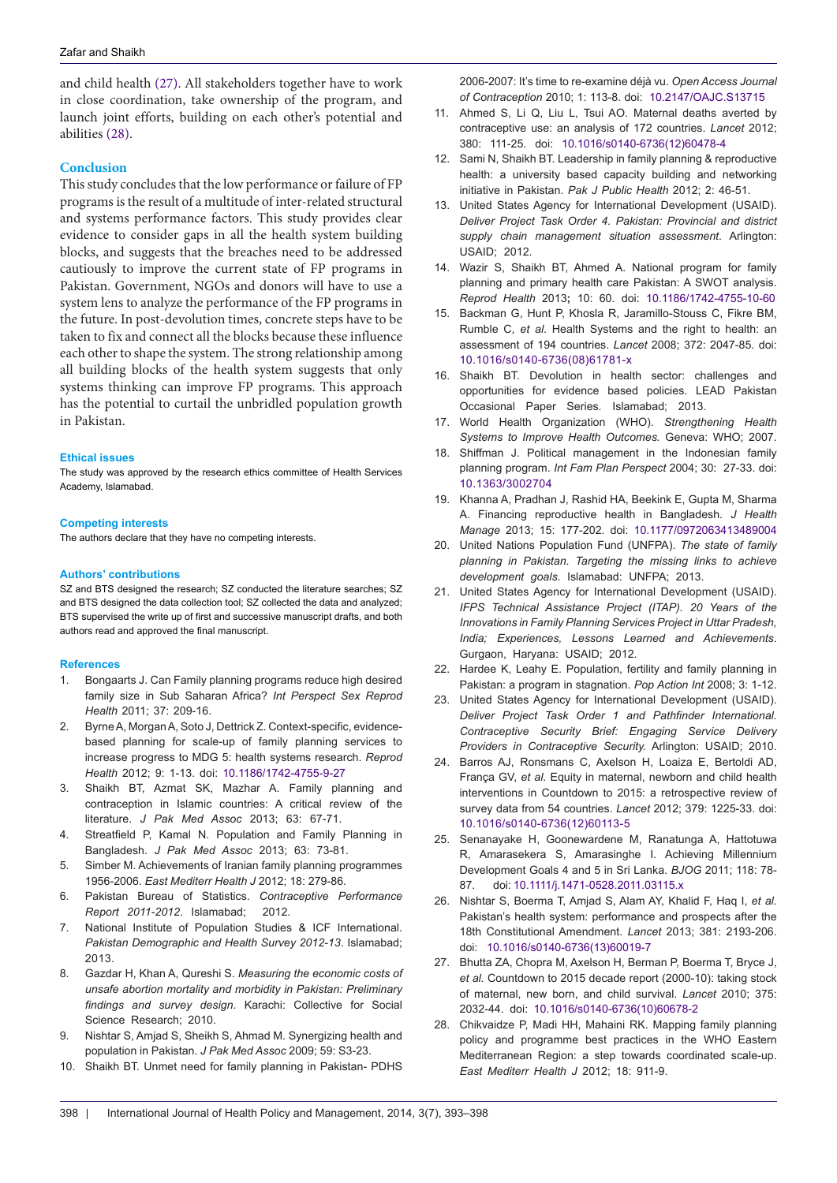and child health (27). All stakeholders together have to work in close coordination, take ownership of the program, and launch joint efforts, building on each other's potential and abilities (28).

## Conclusion

This study concludes that the low performance or failure of FP programs is the result of a multitude of inter-related structural and systems performance factors. This study provides clear evidence to consider gaps in all the health system building blocks, and suggests that the breaches need to be addressed cautiously to improve the current state of FP programs in Pakistan. Government, NGOs and donors will have to use a system lens to analyze the performance of the FP programs in the future. In post-devolution times, concrete steps have to be taken to fix and connect all the blocks because these influence each other to shape the system. The strong relationship among all building blocks of the health system suggests that only systems thinking can improve FP programs. This approach has the potential to curtail the unbridled population growth in Pakistan.

### Ethical issues

The study was approved by the research ethics committee of Health Services Academy, Islamabad.

### Competing interests

The authors declare that they have no competing interests.

### Authors' contributions

SZ and BTS designed the research; SZ conducted the literature searches; SZ and BTS designed the data collection tool; SZ collected the data and analyzed; BTS supervised the write up of first and successive manuscript drafts, and both authors read and approved the final manuscript.

### References

1. Bongaarts J. Can Family planning programs reduce high desired family size in Sub Saharan Africa? *Int Perspect Sex Reprod Health* 2011; 37: 209-16.
2. Byrne A, Morgan A, Soto J, Dettrick Z. Context-specific, evidence-based planning for scale-up of family planning services to increase progress to MDG 5: health systems research. *Reprod Health* 2012; 9: 1-13. doi: 10.1186/1742-4755-9-27
3. Shaikh BT, Azmat SK, Mazhar A. Family planning and contraception in Islamic countries: A critical review of the literature. *J Pak Med Assoc* 2013; 63: 67-71.
4. Streatfield P, Kamal N. Population and Family Planning in Bangladesh. *J Pak Med Assoc* 2013; 63: 73-81.
5. Simber M. Achievements of Iranian family planning programmes 1956-2006. *East Mediterr Health J* 2012; 18: 279-86.
6. Pakistan Bureau of Statistics. *Contraceptive Performance Report 2011-2012*. Islamabad; 2012.
7. National Institute of Population Studies & ICF International. *Pakistan Demographic and Health Survey 2012-13*. Islamabad; 2013.
8. Gazdar H, Khan A, Qureshi S. *Measuring the economic costs of unsafe abortion mortality and morbidity in Pakistan: Preliminary findings and survey design*. Karachi: Collective for Social Science Research; 2010.
9. Nishtar S, Amjad S, Sheikh S, Ahmad M. Synergizing health and population in Pakistan. *J Pak Med Assoc* 2009; 59: S3-23.
10. Shaikh BT. Unmet need for family planning in Pakistan- PDHS 2006-2007: It's time to re-examine déjà vu. *Open Access Journal of Contraception* 2010; 1: 113-8. doi: 10.2147/OAJC.S13715
11. Ahmed S, Li Q, Liu L, Tsui AO. Maternal deaths averted by contraceptive use: an analysis of 172 countries. *Lancet* 2012; 380: 111-25. doi: 10.1016/s0140-6736(12)60478-4
12. Sami N, Shaikh BT. Leadership in family planning & reproductive health: a university based capacity building and networking initiative in Pakistan. *Pak J Public Health* 2012; 2: 46-51.
13. United States Agency for International Development (USAID). *Deliver Project Task Order 4. Pakistan: Provincial and district supply chain management situation assessment*. Arlington: USAID; 2012.
14. Wazir S, Shaikh BT, Ahmed A. National program for family planning and primary health care Pakistan: A SWOT analysis. *Reprod Health* 2013**;** 10: 60. doi: 10.1186/1742-4755-10-60
15. Backman G, Hunt P, Khosla R, Jaramillo-Stouss C, Fikre BM, Rumble C, *et al.* Health Systems and the right to health: an assessment of 194 countries. *Lancet* 2008; 372: 2047-85. doi: 10.1016/s0140-6736(08)61781-x
16. Shaikh BT. Devolution in health sector: challenges and opportunities for evidence based policies. LEAD Pakistan Occasional Paper Series. Islamabad; 2013.
17. World Health Organization (WHO). *Strengthening Health Systems to Improve Health Outcomes.* Geneva: WHO; 2007.
18. Shiffman J. Political management in the Indonesian family planning program. *Int Fam Plan Perspect* 2004; 30: 27-33. doi: 10.1363/3002704
19. Khanna A, Pradhan J, Rashid HA, Beekink E, Gupta M, Sharma A. Financing reproductive health in Bangladesh. *J Health Manage* 2013; 15: 177-202. doi: 10.1177/0972063413489004
20. United Nations Population Fund (UNFPA). *The state of family planning in Pakistan. Targeting the missing links to achieve development goals.* Islamabad: UNFPA; 2013.
21. United States Agency for International Development (USAID). *IFPS Technical Assistance Project (ITAP). 20 Years of the Innovations in Family Planning Services Project in Uttar Pradesh, India; Experiences, Lessons Learned and Achievements*. Gurgaon, Haryana: USAID; 2012.
22. Hardee K, Leahy E. Population, fertility and family planning in Pakistan: a program in stagnation. *Pop Action Int* 2008; 3: 1-12.
23. United States Agency for International Development (USAID). *Deliver Project Task Order 1 and Pathfinder International. Contraceptive Security Brief: Engaging Service Delivery Providers in Contraceptive Security.* Arlington: USAID; 2010.
24. Barros AJ, Ronsmans C, Axelson H, Loaiza E, Bertoldi AD, França GV, *et al.* Equity in maternal, newborn and child health interventions in Countdown to 2015: a retrospective review of survey data from 54 countries. *Lancet* 2012; 379: 1225-33. doi: 10.1016/s0140-6736(12)60113-5
25. Senanayake H, Goonewardene M, Ranatunga A, Hattotuwa R, Amarasekera S, Amarasinghe I. Achieving Millennium Development Goals 4 and 5 in Sri Lanka. *BJOG* 2011; 118: 78-87. doi: 10.1111/j.1471-0528.2011.03115.x
26. Nishtar S, Boerma T, Amjad S, Alam AY, Khalid F, Haq I, *et al.* Pakistan's health system: performance and prospects after the 18th Constitutional Amendment. *Lancet* 2013; 381: 2193-206. doi: 10.1016/s0140-6736(13)60019-7
27. Bhutta ZA, Chopra M, Axelson H, Berman P, Boerma T, Bryce J, *et al.* Countdown to 2015 decade report (2000-10): taking stock of maternal, new born, and child survival. *Lancet* 2010; 375: 2032-44. doi: 10.1016/s0140-6736(10)60678-2
28. Chikvaidze P, Madi HH, Mahaini RK. Mapping family planning policy and programme best practices in the WHO Eastern Mediterranean Region: a step towards coordinated scale-up. *East Mediterr Health J* 2012; 18: 911-9.